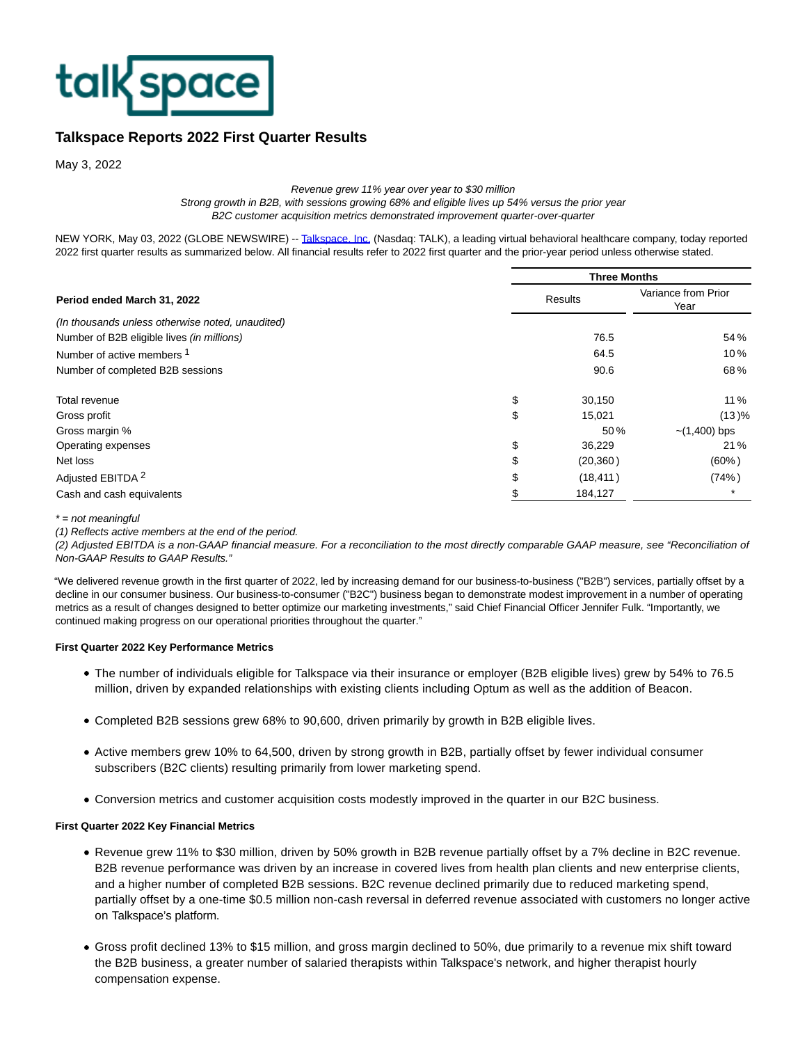talkspace

# Talkspace Reports 2022 First Quarter Results

May 3, 2022

*Revenue grew 11% year over year to $30 million*
*Strong growth in B2B, with sessions growing 68% and eligible lives up 54% versus the prior year*
*B2C customer acquisition metrics demonstrated improvement quarter-over-quarter*

NEW YORK, May 03, 2022 (GLOBE NEWSWIRE) -- Talkspace, Inc. (Nasdaq: TALK), a leading virtual behavioral healthcare company, today reported 2022 first quarter results as summarized below. All financial results refer to 2022 first quarter and the prior-year period unless otherwise stated.

| Period ended March 31, 2022 | | Three Months | |
|---|---|---|---|
| | | Results | Variance from Prior Year |
| *(In thousands unless otherwise noted, unaudited)* | | | |
| Number of B2B eligible lives *(in millions)* | | 76.5 | 54 % |
| Number of active members [1] | | 64.5 | 10 % |
| Number of completed B2B sessions | | 90.6 | 68 % |
| Total revenue | $ | 30,150 | 11 % |
| Gross profit | $ | 15,021 | (13 )% |
| Gross margin % | | 50 % | ~(1,400) bps |
| Operating expenses | $ | 36,229 | 21 % |
| Net loss | $ | (20,360 ) | (60% ) |
| Adjusted EBITDA [2] | $ | (18,411 ) | (74% ) |
| Cash and cash equivalents | $ | 184,127 | * |

*\* = not meaningful*
*(1) Reflects active members at the end of the period.*
*(2) Adjusted EBITDA is a non-GAAP financial measure. For a reconciliation to the most directly comparable GAAP measure, see "Reconciliation of Non-GAAP Results to GAAP Results."*

"We delivered revenue growth in the first quarter of 2022, led by increasing demand for our business-to-business ("B2B") services, partially offset by a decline in our consumer business. Our business-to-consumer ("B2C") business began to demonstrate modest improvement in a number of operating metrics as a result of changes designed to better optimize our marketing investments," said Chief Financial Officer Jennifer Fulk. "Importantly, we continued making progress on our operational priorities throughout the quarter."

**First Quarter 2022 Key Performance Metrics**

- The number of individuals eligible for Talkspace via their insurance or employer (B2B eligible lives) grew by 54% to 76.5 million, driven by expanded relationships with existing clients including Optum as well as the addition of Beacon.
- Completed B2B sessions grew 68% to 90,600, driven primarily by growth in B2B eligible lives.
- Active members grew 10% to 64,500, driven by strong growth in B2B, partially offset by fewer individual consumer subscribers (B2C clients) resulting primarily from lower marketing spend.
- Conversion metrics and customer acquisition costs modestly improved in the quarter in our B2C business.

**First Quarter 2022 Key Financial Metrics**

- Revenue grew 11% to $30 million, driven by 50% growth in B2B revenue partially offset by a 7% decline in B2C revenue. B2B revenue performance was driven by an increase in covered lives from health plan clients and new enterprise clients, and a higher number of completed B2B sessions. B2C revenue declined primarily due to reduced marketing spend, partially offset by a one-time $0.5 million non-cash reversal in deferred revenue associated with customers no longer active on Talkspace's platform.
- Gross profit declined 13% to $15 million, and gross margin declined to 50%, due primarily to a revenue mix shift toward the B2B business, a greater number of salaried therapists within Talkspace's network, and higher therapist hourly compensation expense.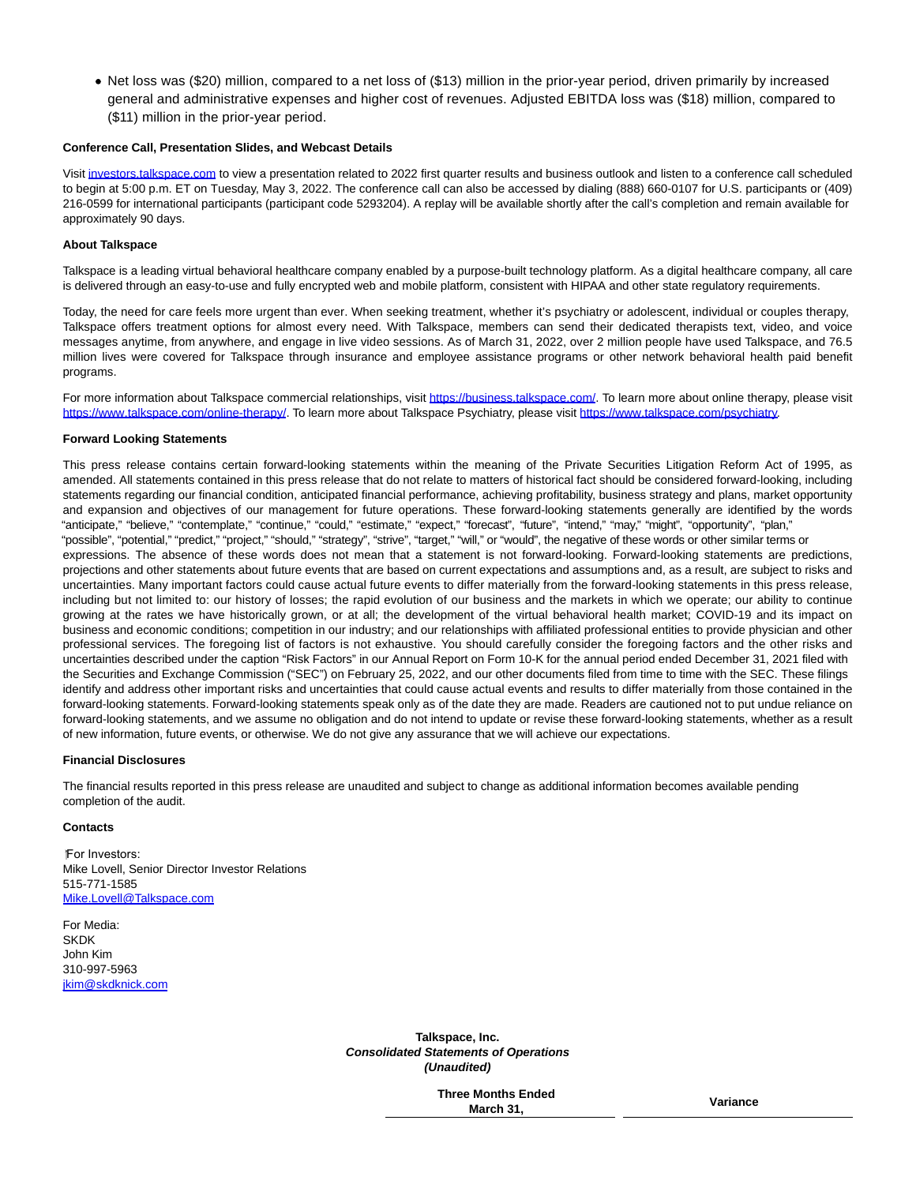- Net loss was ($20) million, compared to a net loss of ($13) million in the prior-year period, driven primarily by increased general and administrative expenses and higher cost of revenues. Adjusted EBITDA loss was ($18) million, compared to ($11) million in the prior-year period.

**Conference Call, Presentation Slides, and Webcast Details**

Visit investors.talkspace.com to view a presentation related to 2022 first quarter results and business outlook and listen to a conference call scheduled to begin at 5:00 p.m. ET on Tuesday, May 3, 2022. The conference call can also be accessed by dialing (888) 660-0107 for U.S. participants or (409) 216-0599 for international participants (participant code 5293204). A replay will be available shortly after the call's completion and remain available for approximately 90 days.

**About Talkspace**

Talkspace is a leading virtual behavioral healthcare company enabled by a purpose-built technology platform. As a digital healthcare company, all care is delivered through an easy-to-use and fully encrypted web and mobile platform, consistent with HIPAA and other state regulatory requirements.

Today, the need for care feels more urgent than ever. When seeking treatment, whether it's psychiatry or adolescent, individual or couples therapy, Talkspace offers treatment options for almost every need. With Talkspace, members can send their dedicated therapists text, video, and voice messages anytime, from anywhere, and engage in live video sessions. As of March 31, 2022, over 2 million people have used Talkspace, and 76.5 million lives were covered for Talkspace through insurance and employee assistance programs or other network behavioral health paid benefit programs.

For more information about Talkspace commercial relationships, visit https://business.talkspace.com/. To learn more about online therapy, please visit https://www.talkspace.com/online-therapy/. To learn more about Talkspace Psychiatry, please visit https://www.talkspace.com/psychiatry.

**Forward Looking Statements**

This press release contains certain forward-looking statements within the meaning of the Private Securities Litigation Reform Act of 1995, as amended. All statements contained in this press release that do not relate to matters of historical fact should be considered forward-looking, including statements regarding our financial condition, anticipated financial performance, achieving profitability, business strategy and plans, market opportunity and expansion and objectives of our management for future operations. These forward-looking statements generally are identified by the words "anticipate," "believe," "contemplate," "continue," "could," "estimate," "expect," "forecast", "future", "intend," "may," "might", "opportunity", "plan," "possible", "potential," "predict," "project," "should," "strategy", "strive", "target," "will," or "would", the negative of these words or other similar terms or expressions. The absence of these words does not mean that a statement is not forward-looking. Forward-looking statements are predictions, projections and other statements about future events that are based on current expectations and assumptions and, as a result, are subject to risks and uncertainties. Many important factors could cause actual future events to differ materially from the forward-looking statements in this press release, including but not limited to: our history of losses; the rapid evolution of our business and the markets in which we operate; our ability to continue growing at the rates we have historically grown, or at all; the development of the virtual behavioral health market; COVID-19 and its impact on business and economic conditions; competition in our industry; and our relationships with affiliated professional entities to provide physician and other professional services. The foregoing list of factors is not exhaustive. You should carefully consider the foregoing factors and the other risks and uncertainties described under the caption "Risk Factors" in our Annual Report on Form 10-K for the annual period ended December 31, 2021 filed with the Securities and Exchange Commission ("SEC") on February 25, 2022, and our other documents filed from time to time with the SEC. These filings identify and address other important risks and uncertainties that could cause actual events and results to differ materially from those contained in the forward-looking statements. Forward-looking statements speak only as of the date they are made. Readers are cautioned not to put undue reliance on forward-looking statements, and we assume no obligation and do not intend to update or revise these forward-looking statements, whether as a result of new information, future events, or otherwise. We do not give any assurance that we will achieve our expectations.

**Financial Disclosures**

The financial results reported in this press release are unaudited and subject to change as additional information becomes available pending completion of the audit.

**Contacts**

For Investors:
Mike Lovell, Senior Director Investor Relations
515-771-1585
Mike.Lovell@Talkspace.com

For Media:
SKDK
John Kim
310-997-5963
jkim@skdknick.com

**Talkspace, Inc.**
***Consolidated Statements of Operations***
***(Unaudited)***

| | Three Months Ended March 31, | Variance |
|---|---|---|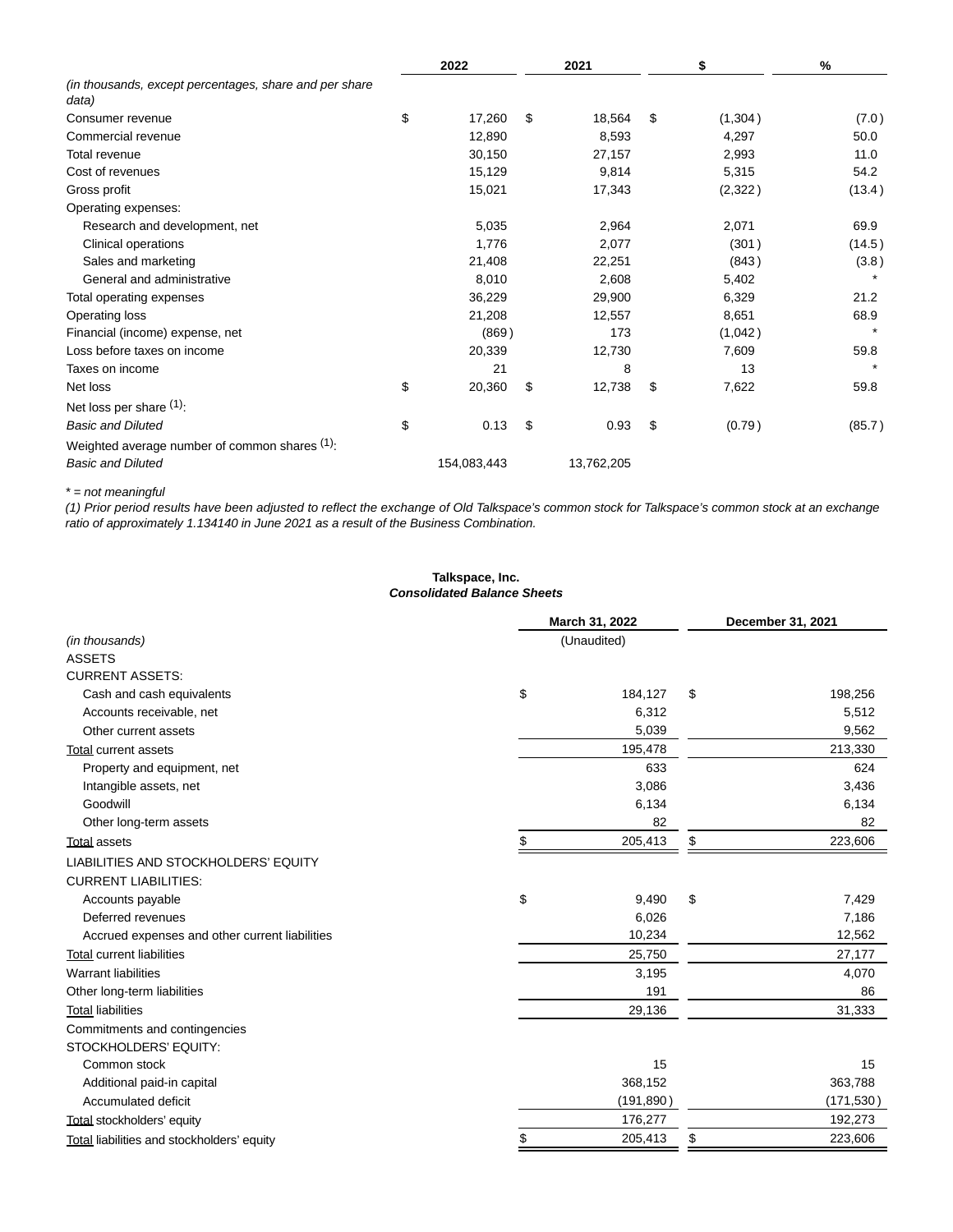| (in thousands, except percentages, share and per share data) | 2022 | 2021 | $ | % |
|---|---|---|---|---|
| Consumer revenue | $ 17,260 | $ 18,564 | $ (1,304) | (7.0) |
| Commercial revenue | 12,890 | 8,593 | 4,297 | 50.0 |
| Total revenue | 30,150 | 27,157 | 2,993 | 11.0 |
| Cost of revenues | 15,129 | 9,814 | 5,315 | 54.2 |
| Gross profit | 15,021 | 17,343 | (2,322) | (13.4) |
| Operating expenses: | | | | |
| Research and development, net | 5,035 | 2,964 | 2,071 | 69.9 |
| Clinical operations | 1,776 | 2,077 | (301) | (14.5) |
| Sales and marketing | 21,408 | 22,251 | (843) | (3.8) |
| General and administrative | 8,010 | 2,608 | 5,402 | * |
| Total operating expenses | 36,229 | 29,900 | 6,329 | 21.2 |
| Operating loss | 21,208 | 12,557 | 8,651 | 68.9 |
| Financial (income) expense, net | (869) | 173 | (1,042) | * |
| Loss before taxes on income | 20,339 | 12,730 | 7,609 | 59.8 |
| Taxes on income | 21 | 8 | 13 | * |
| Net loss | $ 20,360 | $ 12,738 | $ 7,622 | 59.8 |
| Net loss per share (1): | | | | |
| *Basic and Diluted* | $ 0.13 | $ 0.93 | $ (0.79) | (85.7) |
| Weighted average number of common shares (1): | | | | |
| *Basic and Diluted* | 154,083,443 | 13,762,205 | | |

*\* = not meaningful*

*(1) Prior period results have been adjusted to reflect the exchange of Old Talkspace's common stock for Talkspace's common stock at an exchange ratio of approximately 1.134140 in June 2021 as a result of the Business Combination.*

**Talkspace, Inc.**
***Consolidated Balance Sheets***

| (in thousands) | March 31, 2022 | December 31, 2021 |
|---|---|---|
| | (Unaudited) | |
| ASSETS | | |
| CURRENT ASSETS: | | |
| Cash and cash equivalents | $ 184,127 | $ 198,256 |
| Accounts receivable, net | 6,312 | 5,512 |
| Other current assets | 5,039 | 9,562 |
| Total current assets | 195,478 | 213,330 |
| Property and equipment, net | 633 | 624 |
| Intangible assets, net | 3,086 | 3,436 |
| Goodwill | 6,134 | 6,134 |
| Other long-term assets | 82 | 82 |
| Total assets | $ 205,413 | $ 223,606 |
| LIABILITIES AND STOCKHOLDERS' EQUITY | | |
| CURRENT LIABILITIES: | | |
| Accounts payable | $ 9,490 | $ 7,429 |
| Deferred revenues | 6,026 | 7,186 |
| Accrued expenses and other current liabilities | 10,234 | 12,562 |
| Total current liabilities | 25,750 | 27,177 |
| Warrant liabilities | 3,195 | 4,070 |
| Other long-term liabilities | 191 | 86 |
| Total liabilities | 29,136 | 31,333 |
| Commitments and contingencies | | |
| STOCKHOLDERS' EQUITY: | | |
| Common stock | 15 | 15 |
| Additional paid-in capital | 368,152 | 363,788 |
| Accumulated deficit | (191,890) | (171,530) |
| Total stockholders' equity | 176,277 | 192,273 |
| Total liabilities and stockholders' equity | $ 205,413 | $ 223,606 |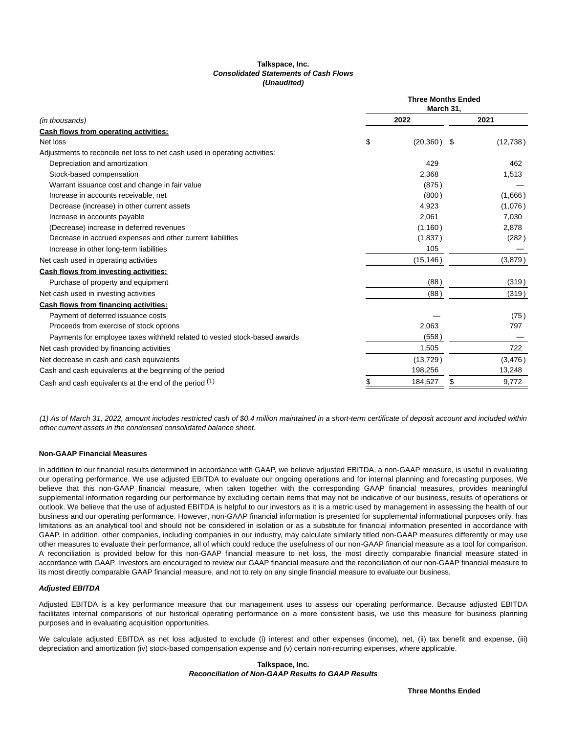**Talkspace, Inc.**
***Consolidated Statements of Cash Flows***
***(Unaudited)***

| *(in thousands)* | Three Months Ended March 31, 2022 | Three Months Ended March 31, 2021 |
|---|---|---|
| **Cash flows from operating activities:** | | |
| Net loss | $ (20,360) | $ (12,738) |
| Adjustments to reconcile net loss to net cash used in operating activities: | | |
| Depreciation and amortization | 429 | 462 |
| Stock-based compensation | 2,368 | 1,513 |
| Warrant issuance cost and change in fair value | (875) | — |
| Increase in accounts receivable, net | (800) | (1,666) |
| Decrease (increase) in other current assets | 4,923 | (1,076) |
| Increase in accounts payable | 2,061 | 7,030 |
| (Decrease) increase in deferred revenues | (1,160) | 2,878 |
| Decrease in accrued expenses and other current liabilities | (1,837) | (282) |
| Increase in other long-term liabilities | 105 | — |
| Net cash used in operating activities | (15,146) | (3,879) |
| **Cash flows from investing activities:** | | |
| Purchase of property and equipment | (88) | (319) |
| Net cash used in investing activities | (88) | (319) |
| **Cash flows from financing activities:** | | |
| Payment of deferred issuance costs | — | (75) |
| Proceeds from exercise of stock options | 2,063 | 797 |
| Payments for employee taxes withheld related to vested stock-based awards | (558) | — |
| Net cash provided by financing activities | 1,505 | 722 |
| Net decrease in cash and cash equivalents | (13,729) | (3,476) |
| Cash and cash equivalents at the beginning of the period | 198,256 | 13,248 |
| Cash and cash equivalents at the end of the period [(1)] | $ 184,527 | $ 9,772 |

*(1) As of March 31, 2022, amount includes restricted cash of $0.4 million maintained in a short-term certificate of deposit account and included within other current assets in the condensed consolidated balance sheet.*

**Non-GAAP Financial Measures**

In addition to our financial results determined in accordance with GAAP, we believe adjusted EBITDA, a non-GAAP measure, is useful in evaluating our operating performance. We use adjusted EBITDA to evaluate our ongoing operations and for internal planning and forecasting purposes. We believe that this non-GAAP financial measure, when taken together with the corresponding GAAP financial measures, provides meaningful supplemental information regarding our performance by excluding certain items that may not be indicative of our business, results of operations or outlook. We believe that the use of adjusted EBITDA is helpful to our investors as it is a metric used by management in assessing the health of our business and our operating performance. However, non-GAAP financial information is presented for supplemental informational purposes only, has limitations as an analytical tool and should not be considered in isolation or as a substitute for financial information presented in accordance with GAAP. In addition, other companies, including companies in our industry, may calculate similarly titled non-GAAP measures differently or may use other measures to evaluate their performance, all of which could reduce the usefulness of our non-GAAP financial measure as a tool for comparison. A reconciliation is provided below for this non-GAAP financial measure to net loss, the most directly comparable financial measure stated in accordance with GAAP. Investors are encouraged to review our GAAP financial measure and the reconciliation of our non-GAAP financial measure to its most directly comparable GAAP financial measure, and not to rely on any single financial measure to evaluate our business.

***Adjusted EBITDA***

Adjusted EBITDA is a key performance measure that our management uses to assess our operating performance. Because adjusted EBITDA facilitates internal comparisons of our historical operating performance on a more consistent basis, we use this measure for business planning purposes and in evaluating acquisition opportunities.

We calculate adjusted EBITDA as net loss adjusted to exclude (i) interest and other expenses (income), net, (ii) tax benefit and expense, (iii) depreciation and amortization (iv) stock-based compensation expense and (v) certain non-recurring expenses, where applicable.

**Talkspace, Inc.**
***Reconciliation of Non-GAAP Results to GAAP Results***

**Three Months Ended**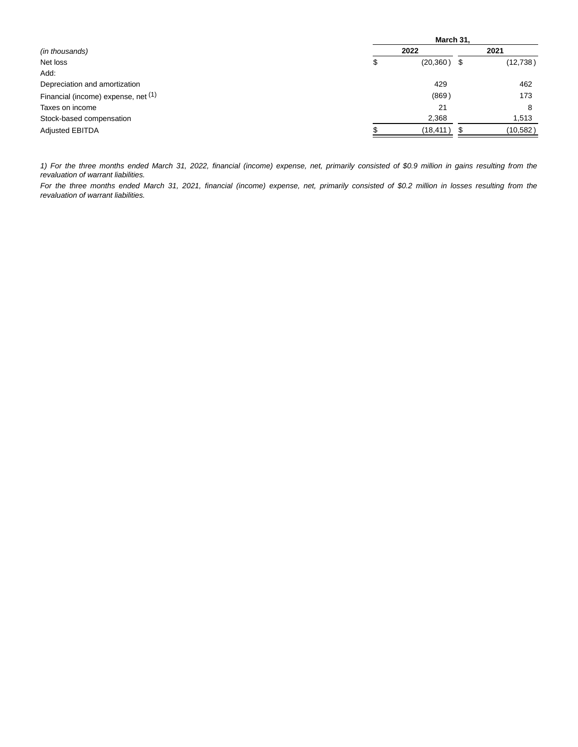| | March 31, | |
|---|---|---|
| *(in thousands)* | 2022 | 2021 |
| Net loss | $ (20,360) | $ (12,738) |
| Add: | | |
| Depreciation and amortization | 429 | 462 |
| Financial (income) expense, net [(1)] | (869) | 173 |
| Taxes on income | 21 | 8 |
| Stock-based compensation | 2,368 | 1,513 |
| Adjusted EBITDA | $ (18,411) | $ (10,582) |

*1) For the three months ended March 31, 2022, financial (income) expense, net, primarily consisted of $0.9 million in gains resulting from the revaluation of warrant liabilities.*

*For the three months ended March 31, 2021, financial (income) expense, net, primarily consisted of $0.2 million in losses resulting from the revaluation of warrant liabilities.*